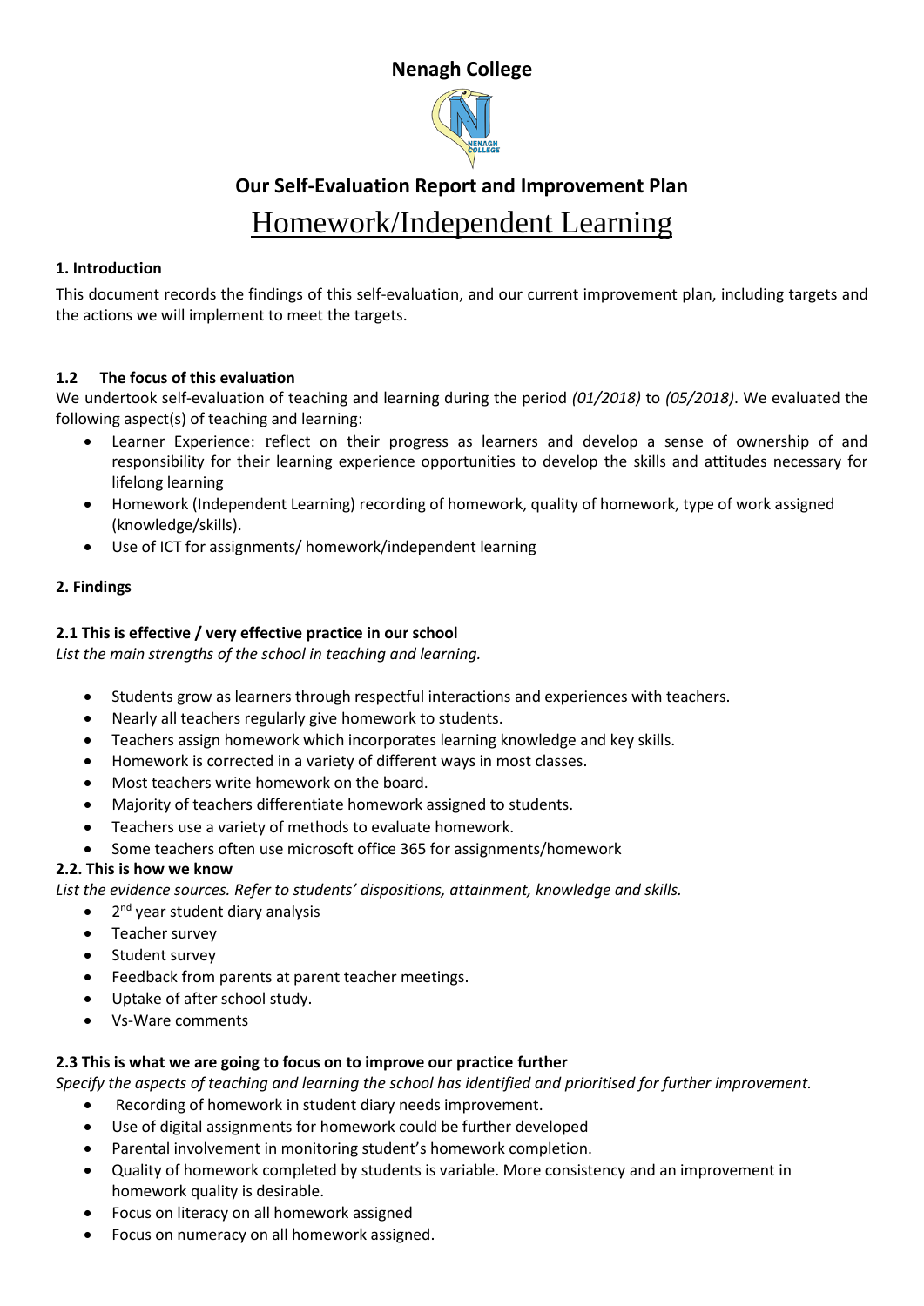# Nenagh College

## Our Self-Evaluation Report and Improvement Plan

# Homework/Independent Learning

### 1. Introduction

This document records the findings of this self-evaluation, and our current improvement plan, including targets and the actions we will implement to meet the targets.

### 1.2 The focus of this evaluation

We undertook self-evaluation of teaching and learning during the period *(01/2018)* to *(05/2018)*. We evaluated the following aspect(s) of teaching and learning:

- Learner Experience: reflect on their progress as learners and develop a sense of ownership of and responsibility for their learning experience opportunities to develop the skills and attitudes necessary for lifelong learning
- Homework (Independent Learning) recording of homework, quality of homework, type of work assigned (knowledge/skills).
- Use of ICT for assignments/ homework/independent learning

### 2. Findings

#### 2.1 This is effective / very effective practice in our school

*List the main strengths of the school in teaching and learning.*

- Students grow as learners through respectful interactions and experiences with teachers.
- Nearly all teachers regularly give homework to students.
- Teachers assign homework which incorporates learning knowledge and key skills.
- Homework is corrected in a variety of different ways in most classes.
- Most teachers write homework on the board.
- Majority of teachers differentiate homework assigned to students.
- Teachers use a variety of methods to evaluate homework.
- Some teachers often use microsoft office 365 for assignments/homework

#### 2.2. This is how we know

*List the evidence sources. Refer to students' dispositions, attainment, knowledge and skills.*

- 2nd year student diary analysis
- Teacher survey
- Student survey
- Feedback from parents at parent teacher meetings.
- Uptake of after school study.
- Vs-Ware comments

#### 2.3 This is what we are going to focus on to improve our practice further

*Specify the aspects of teaching and learning the school has identified and prioritised for further improvement.*

- Recording of homework in student diary needs improvement.
- Use of digital assignments for homework could be further developed
- Parental involvement in monitoring student's homework completion.
- Quality of homework completed by students is variable. More consistency and an improvement in homework quality is desirable.
- Focus on literacy on all homework assigned
- Focus on numeracy on all homework assigned.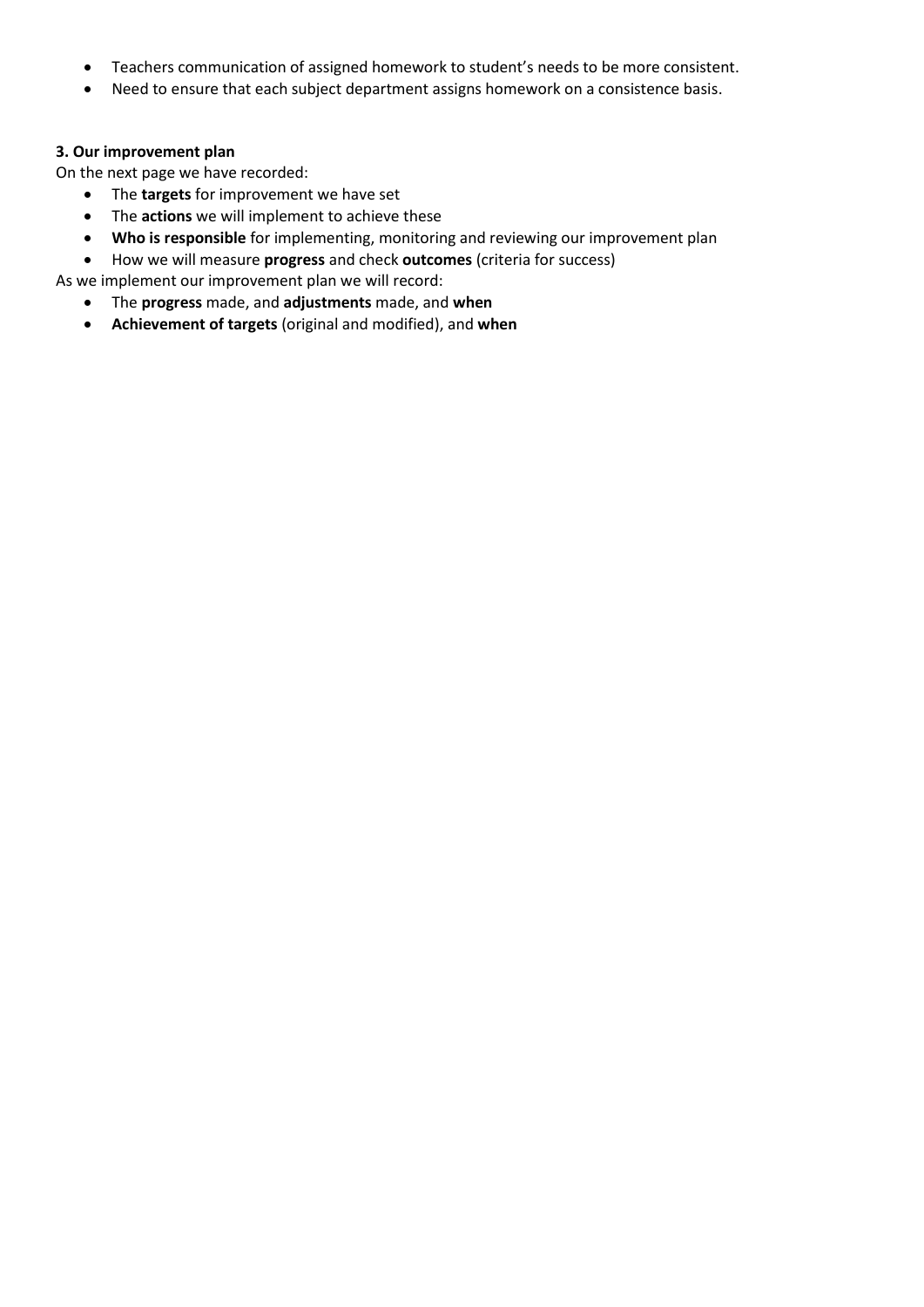- Teachers communication of assigned homework to student's needs to be more consistent.
- Need to ensure that each subject department assigns homework on a consistence basis.

**3. Our improvement plan**

On the next page we have recorded:

- The **targets** for improvement we have set
- The **actions** we will implement to achieve these
- **Who is responsible** for implementing, monitoring and reviewing our improvement plan
- How we will measure **progress** and check **outcomes** (criteria for success)

As we implement our improvement plan we will record:

- The **progress** made, and **adjustments** made, and **when**
- **Achievement of targets** (original and modified), and **when**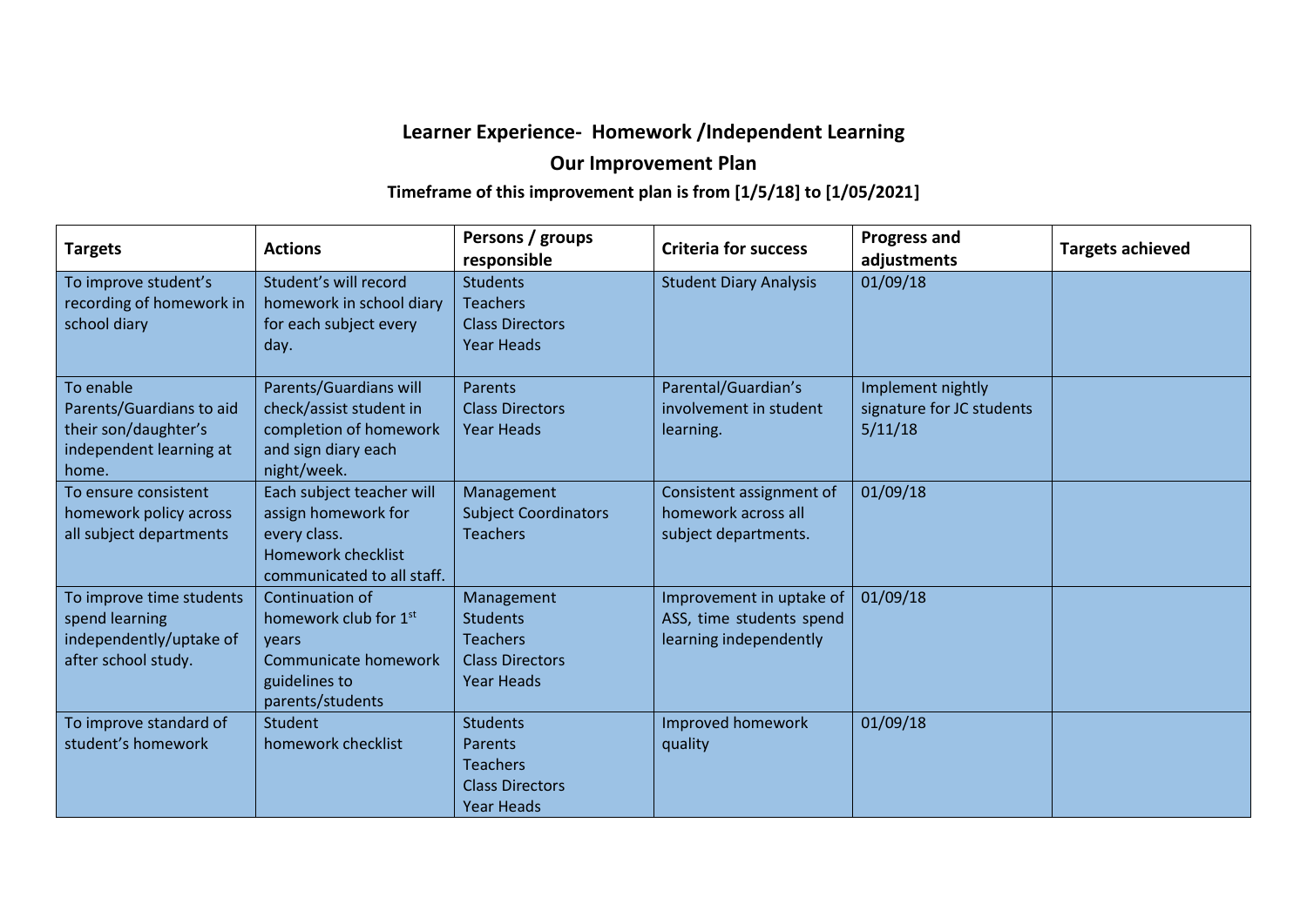# Learner Experience- Homework /Independent Learning

## Our Improvement Plan

### Timeframe of this improvement plan is from [1/5/18] to [1/05/2021]

| Targets | Actions | Persons / groups responsible | Criteria for success | Progress and adjustments | Targets achieved |
|---|---|---|---|---|---|
| To improve student's recording of homework in school diary | Student's will record homework in school diary for each subject every day. | Students<br>Teachers<br>Class Directors<br>Year Heads | Student Diary Analysis | 01/09/18 | |
| To enable Parents/Guardians to aid their son/daughter's independent learning at home. | Parents/Guardians will check/assist student in completion of homework and sign diary each night/week. | Parents<br>Class Directors<br>Year Heads | Parental/Guardian's involvement in student learning. | Implement nightly signature for JC students 5/11/18 | |
| To ensure consistent homework policy across all subject departments | Each subject teacher will assign homework for every class.<br>Homework checklist communicated to all staff. | Management<br>Subject Coordinators<br>Teachers | Consistent assignment of homework across all subject departments. | 01/09/18 | |
| To improve time students spend learning independently/uptake of after school study. | Continuation of homework club for 1st years<br>Communicate homework guidelines to parents/students | Management<br>Students<br>Teachers<br>Class Directors<br>Year Heads | Improvement in uptake of ASS, time students spend learning independently | 01/09/18 | |
| To improve standard of student's homework | Student homework checklist | Students<br>Parents<br>Teachers<br>Class Directors<br>Year Heads | Improved homework quality | 01/09/18 | |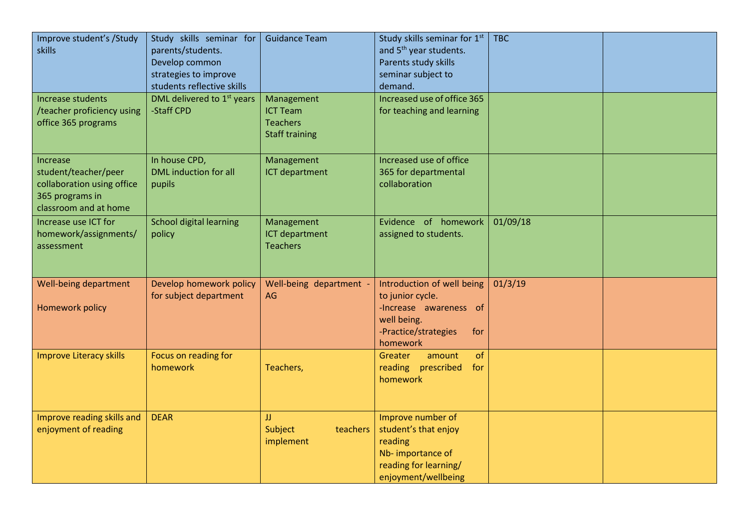| | | | | | |
|---|---|---|---|---|---|
| Improve student's /Study skills | Study skills seminar for parents/students. Develop common strategies to improve students reflective skills | Guidance Team | Study skills seminar for 1st and 5th year students. Parents study skills seminar subject to demand. | TBC | |
| Increase students /teacher proficiency using office 365 programs | DML delivered to 1st years -Staff CPD | Management ICT Team Teachers Staff training | Increased use of office 365 for teaching and learning | | |
| Increase student/teacher/peer collaboration using office 365 programs in classroom and at home | In house CPD, DML induction for all pupils | Management ICT department | Increased use of office 365 for departmental collaboration | | |
| Increase use ICT for homework/assignments/ assessment | School digital learning policy | Management ICT department Teachers | Evidence of homework assigned to students. | 01/09/18 | |
| Well-being department Homework policy | Develop homework policy for subject department | Well-being department - AG | Introduction of well being to junior cycle. -Increase awareness of well being. -Practice/strategies for homework | 01/3/19 | |
| Improve Literacy skills | Focus on reading for homework | Teachers, | Greater amount of reading prescribed for homework | | |
| Improve reading skills and enjoyment of reading | DEAR | JJ Subject teachers implement | Improve number of student's that enjoy reading Nb- importance of reading for learning/ enjoyment/wellbeing | | |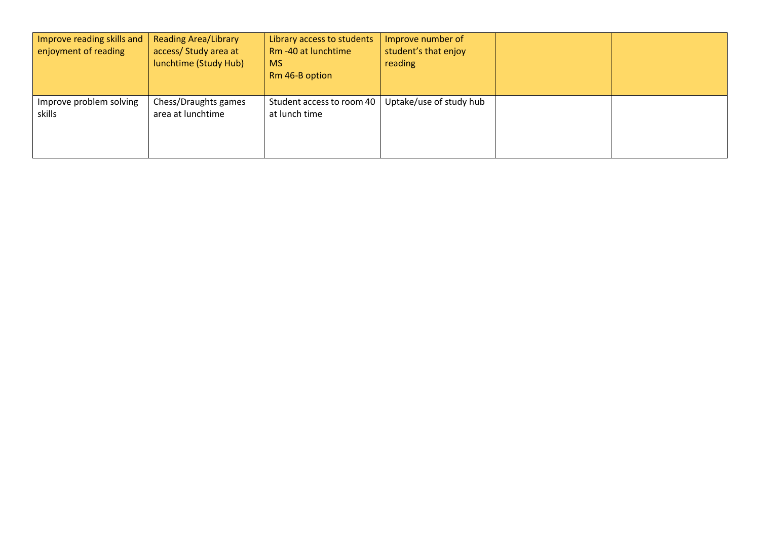| | | | | | |
|---|---|---|---|---|---|
| Improve reading skills and enjoyment of reading | Reading Area/Library access/ Study area at lunchtime (Study Hub) | Library access to students Rm -40 at lunchtime<br>MS<br>Rm 46-B option | Improve number of student's that enjoy reading | | |
| Improve problem solving skills | Chess/Draughts games area at lunchtime | Student access to room 40 at lunch time | Uptake/use of study hub | | |